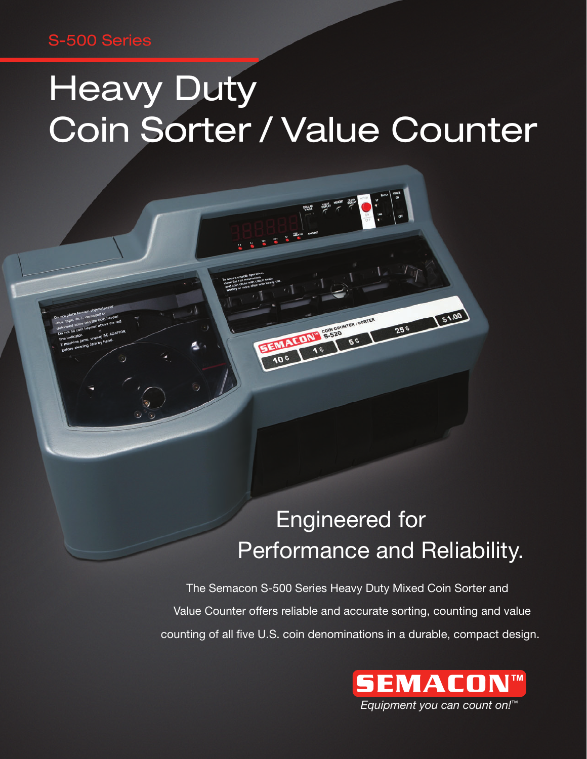S-500 Series

# Heavy Duty Coin Sorter / Value Counter

## Engineered for Performance and Reliability.

The Semacon S-500 Series Heavy Duty Mixed Coin Sorter and Value Counter offers reliable and accurate sorting, counting and value counting of all five U.S. coin denominations in a durable, compact design.

**SEMACON™**

*Equipment you can count on!™*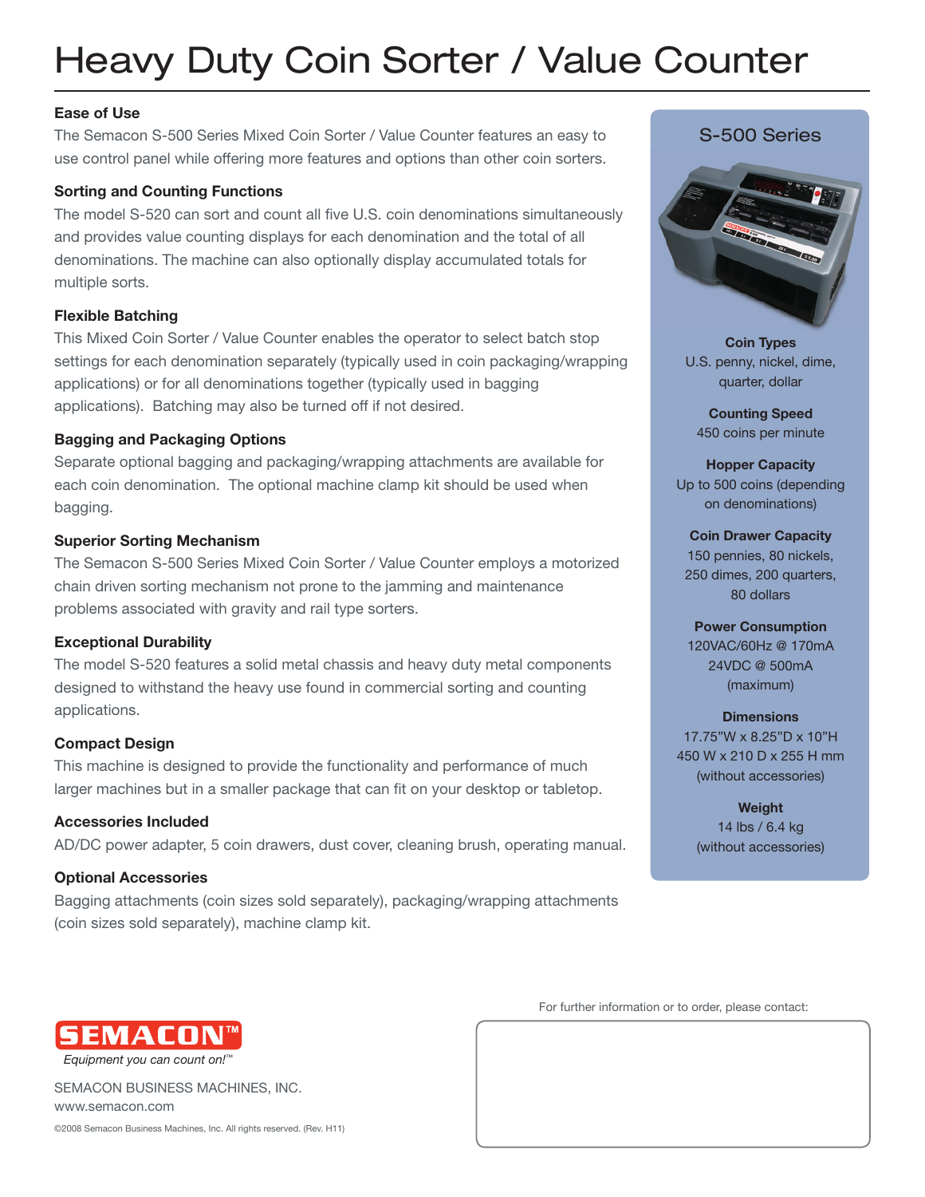# Heavy Duty Coin Sorter / Value Counter

### Ease of Use

The Semacon S-500 Series Mixed Coin Sorter / Value Counter features an easy to use control panel while offering more features and options than other coin sorters.

### Sorting and Counting Functions

The model S-520 can sort and count all five U.S. coin denominations simultaneously and provides value counting displays for each denomination and the total of all denominations. The machine can also optionally display accumulated totals for multiple sorts.

### Flexible Batching

This Mixed Coin Sorter / Value Counter enables the operator to select batch stop settings for each denomination separately (typically used in coin packaging/wrapping applications) or for all denominations together (typically used in bagging applications). Batching may also be turned off if not desired.

### Bagging and Packaging Options

Separate optional bagging and packaging/wrapping attachments are available for each coin denomination. The optional machine clamp kit should be used when bagging.

### Superior Sorting Mechanism

The Semacon S-500 Series Mixed Coin Sorter / Value Counter employs a motorized chain driven sorting mechanism not prone to the jamming and maintenance problems associated with gravity and rail type sorters.

### Exceptional Durability

The model S-520 features a solid metal chassis and heavy duty metal components designed to withstand the heavy use found in commercial sorting and counting applications.

### Compact Design

This machine is designed to provide the functionality and performance of much larger machines but in a smaller package that can fit on your desktop or tabletop.

### Accessories Included

AD/DC power adapter, 5 coin drawers, dust cover, cleaning brush, operating manual.

### Optional Accessories

Bagging attachments (coin sizes sold separately), packaging/wrapping attachments (coin sizes sold separately), machine clamp kit.

## S-500 Series

**Coin Types**
U.S. penny, nickel, dime, quarter, dollar

**Counting Speed**
450 coins per minute

**Hopper Capacity**
Up to 500 coins (depending on denominations)

**Coin Drawer Capacity**
150 pennies, 80 nickels, 250 dimes, 200 quarters, 80 dollars

**Power Consumption**
120VAC/60Hz @ 170mA
24VDC @ 500mA
(maximum)

**Dimensions**
17.75"W x 8.25"D x 10"H
450 W x 210 D x 255 H mm
(without accessories)

**Weight**
14 lbs / 6.4 kg
(without accessories)

For further information or to order, please contact:

SEMACON™
*Equipment you can count on!*™

SEMACON BUSINESS MACHINES, INC.
www.semacon.com

©2008 Semacon Business Machines, Inc. All rights reserved. (Rev. H11)